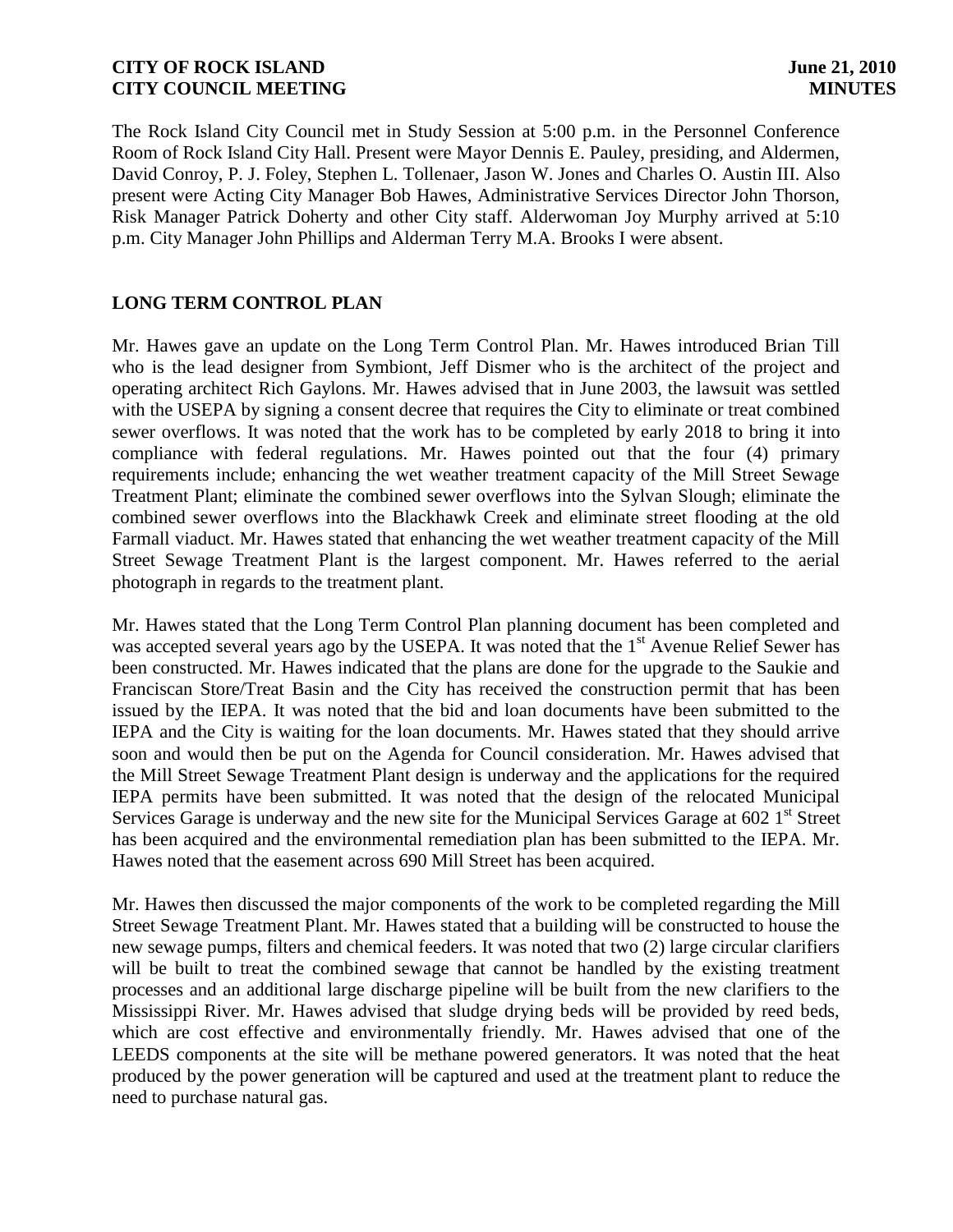The Rock Island City Council met in Study Session at 5:00 p.m. in the Personnel Conference Room of Rock Island City Hall. Present were Mayor Dennis E. Pauley, presiding, and Aldermen, David Conroy, P. J. Foley, Stephen L. Tollenaer, Jason W. Jones and Charles O. Austin III. Also present were Acting City Manager Bob Hawes, Administrative Services Director John Thorson, Risk Manager Patrick Doherty and other City staff. Alderwoman Joy Murphy arrived at 5:10 p.m. City Manager John Phillips and Alderman Terry M.A. Brooks I were absent.

## LONG TERM CONTROL PLAN

Mr. Hawes gave an update on the Long Term Control Plan. Mr. Hawes introduced Brian Till who is the lead designer from Symbiont, Jeff Dismer who is the architect of the project and operating architect Rich Gaylons. Mr. Hawes advised that in June 2003, the lawsuit was settled with the USEPA by signing a consent decree that requires the City to eliminate or treat combined sewer overflows. It was noted that the work has to be completed by early 2018 to bring it into compliance with federal regulations. Mr. Hawes pointed out that the four (4) primary requirements include; enhancing the wet weather treatment capacity of the Mill Street Sewage Treatment Plant; eliminate the combined sewer overflows into the Sylvan Slough; eliminate the combined sewer overflows into the Blackhawk Creek and eliminate street flooding at the old Farmall viaduct. Mr. Hawes stated that enhancing the wet weather treatment capacity of the Mill Street Sewage Treatment Plant is the largest component. Mr. Hawes referred to the aerial photograph in regards to the treatment plant.

Mr. Hawes stated that the Long Term Control Plan planning document has been completed and was accepted several years ago by the USEPA. It was noted that the 1st Avenue Relief Sewer has been constructed. Mr. Hawes indicated that the plans are done for the upgrade to the Saukie and Franciscan Store/Treat Basin and the City has received the construction permit that has been issued by the IEPA. It was noted that the bid and loan documents have been submitted to the IEPA and the City is waiting for the loan documents. Mr. Hawes stated that they should arrive soon and would then be put on the Agenda for Council consideration. Mr. Hawes advised that the Mill Street Sewage Treatment Plant design is underway and the applications for the required IEPA permits have been submitted. It was noted that the design of the relocated Municipal Services Garage is underway and the new site for the Municipal Services Garage at 602 1st Street has been acquired and the environmental remediation plan has been submitted to the IEPA. Mr. Hawes noted that the easement across 690 Mill Street has been acquired.

Mr. Hawes then discussed the major components of the work to be completed regarding the Mill Street Sewage Treatment Plant. Mr. Hawes stated that a building will be constructed to house the new sewage pumps, filters and chemical feeders. It was noted that two (2) large circular clarifiers will be built to treat the combined sewage that cannot be handled by the existing treatment processes and an additional large discharge pipeline will be built from the new clarifiers to the Mississippi River. Mr. Hawes advised that sludge drying beds will be provided by reed beds, which are cost effective and environmentally friendly. Mr. Hawes advised that one of the LEEDS components at the site will be methane powered generators. It was noted that the heat produced by the power generation will be captured and used at the treatment plant to reduce the need to purchase natural gas.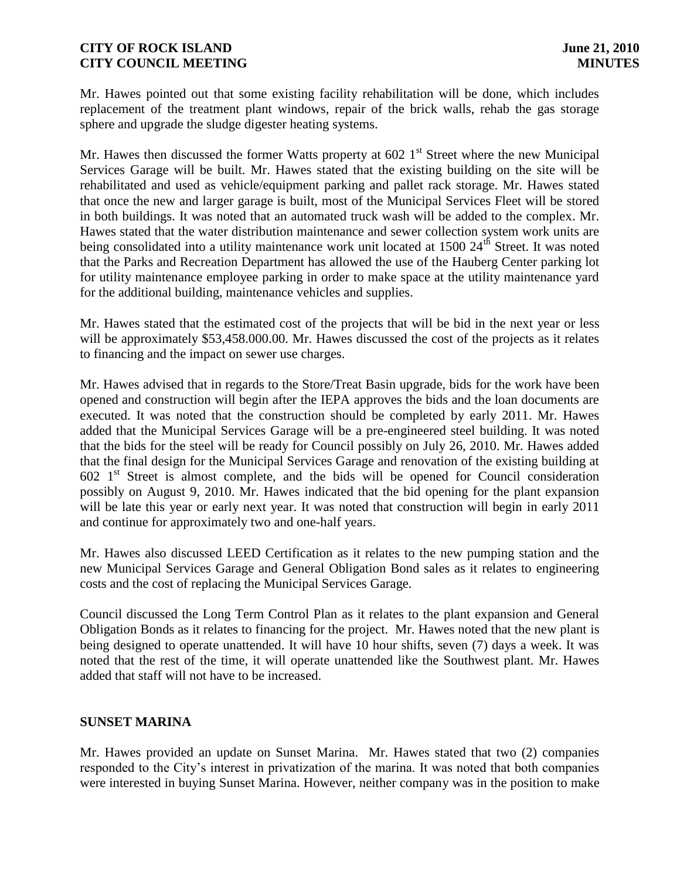Mr. Hawes pointed out that some existing facility rehabilitation will be done, which includes replacement of the treatment plant windows, repair of the brick walls, rehab the gas storage sphere and upgrade the sludge digester heating systems.

Mr. Hawes then discussed the former Watts property at 602 1st Street where the new Municipal Services Garage will be built. Mr. Hawes stated that the existing building on the site will be rehabilitated and used as vehicle/equipment parking and pallet rack storage. Mr. Hawes stated that once the new and larger garage is built, most of the Municipal Services Fleet will be stored in both buildings. It was noted that an automated truck wash will be added to the complex. Mr. Hawes stated that the water distribution maintenance and sewer collection system work units are being consolidated into a utility maintenance work unit located at 1500 24th Street. It was noted that the Parks and Recreation Department has allowed the use of the Hauberg Center parking lot for utility maintenance employee parking in order to make space at the utility maintenance yard for the additional building, maintenance vehicles and supplies.

Mr. Hawes stated that the estimated cost of the projects that will be bid in the next year or less will be approximately $53,458.000.00. Mr. Hawes discussed the cost of the projects as it relates to financing and the impact on sewer use charges.

Mr. Hawes advised that in regards to the Store/Treat Basin upgrade, bids for the work have been opened and construction will begin after the IEPA approves the bids and the loan documents are executed. It was noted that the construction should be completed by early 2011. Mr. Hawes added that the Municipal Services Garage will be a pre-engineered steel building. It was noted that the bids for the steel will be ready for Council possibly on July 26, 2010. Mr. Hawes added that the final design for the Municipal Services Garage and renovation of the existing building at 602 1st Street is almost complete, and the bids will be opened for Council consideration possibly on August 9, 2010. Mr. Hawes indicated that the bid opening for the plant expansion will be late this year or early next year. It was noted that construction will begin in early 2011 and continue for approximately two and one-half years.

Mr. Hawes also discussed LEED Certification as it relates to the new pumping station and the new Municipal Services Garage and General Obligation Bond sales as it relates to engineering costs and the cost of replacing the Municipal Services Garage.

Council discussed the Long Term Control Plan as it relates to the plant expansion and General Obligation Bonds as it relates to financing for the project. Mr. Hawes noted that the new plant is being designed to operate unattended. It will have 10 hour shifts, seven (7) days a week. It was noted that the rest of the time, it will operate unattended like the Southwest plant. Mr. Hawes added that staff will not have to be increased.

**SUNSET MARINA**

Mr. Hawes provided an update on Sunset Marina. Mr. Hawes stated that two (2) companies responded to the City's interest in privatization of the marina. It was noted that both companies were interested in buying Sunset Marina. However, neither company was in the position to make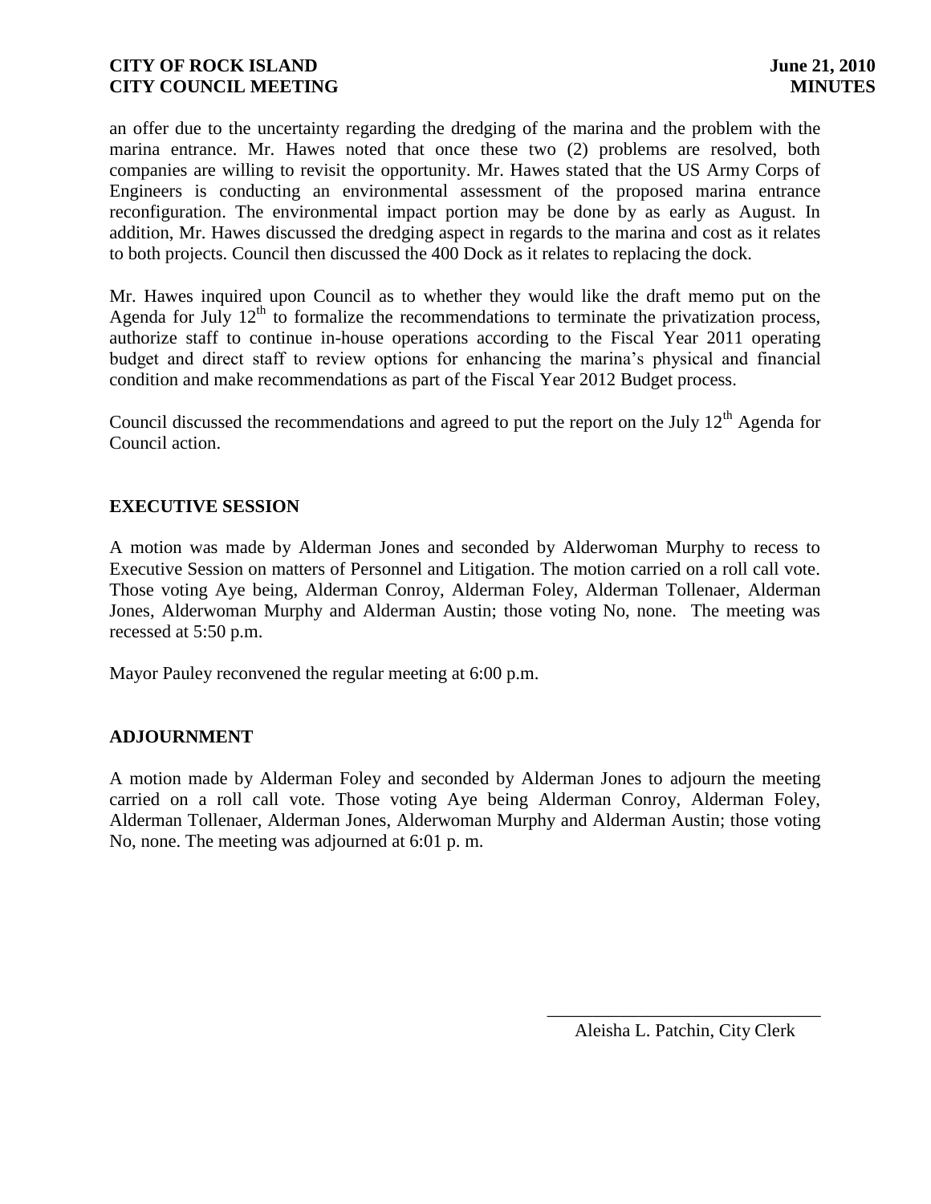an offer due to the uncertainty regarding the dredging of the marina and the problem with the marina entrance. Mr. Hawes noted that once these two (2) problems are resolved, both companies are willing to revisit the opportunity. Mr. Hawes stated that the US Army Corps of Engineers is conducting an environmental assessment of the proposed marina entrance reconfiguration. The environmental impact portion may be done by as early as August. In addition, Mr. Hawes discussed the dredging aspect in regards to the marina and cost as it relates to both projects. Council then discussed the 400 Dock as it relates to replacing the dock.

Mr. Hawes inquired upon Council as to whether they would like the draft memo put on the Agenda for July 12th to formalize the recommendations to terminate the privatization process, authorize staff to continue in-house operations according to the Fiscal Year 2011 operating budget and direct staff to review options for enhancing the marina's physical and financial condition and make recommendations as part of the Fiscal Year 2012 Budget process.

Council discussed the recommendations and agreed to put the report on the July 12th Agenda for Council action.

## EXECUTIVE SESSION

A motion was made by Alderman Jones and seconded by Alderwoman Murphy to recess to Executive Session on matters of Personnel and Litigation. The motion carried on a roll call vote. Those voting Aye being, Alderman Conroy, Alderman Foley, Alderman Tollenaer, Alderman Jones, Alderwoman Murphy and Alderman Austin; those voting No, none. The meeting was recessed at 5:50 p.m.

Mayor Pauley reconvened the regular meeting at 6:00 p.m.

## ADJOURNMENT

A motion made by Alderman Foley and seconded by Alderman Jones to adjourn the meeting carried on a roll call vote. Those voting Aye being Alderman Conroy, Alderman Foley, Alderman Tollenaer, Alderman Jones, Alderwoman Murphy and Alderman Austin; those voting No, none. The meeting was adjourned at 6:01 p. m.

\_\_\_\_\_\_\_\_\_\_\_\_\_\_\_\_\_\_\_\_\_\_\_\_\_\_\_\_\_\_

Aleisha L. Patchin, City Clerk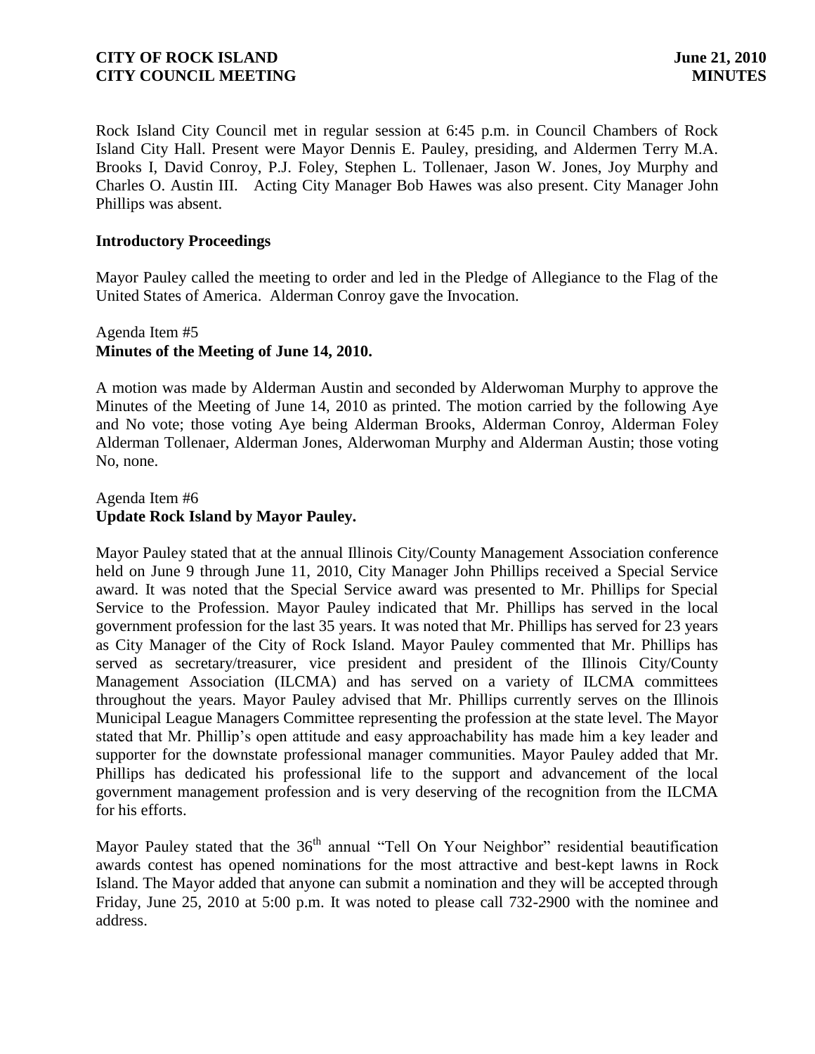Rock Island City Council met in regular session at 6:45 p.m. in Council Chambers of Rock Island City Hall. Present were Mayor Dennis E. Pauley, presiding, and Aldermen Terry M.A. Brooks I, David Conroy, P.J. Foley, Stephen L. Tollenaer, Jason W. Jones, Joy Murphy and Charles O. Austin III. Acting City Manager Bob Hawes was also present. City Manager John Phillips was absent.

## Introductory Proceedings

Mayor Pauley called the meeting to order and led in the Pledge of Allegiance to the Flag of the United States of America. Alderman Conroy gave the Invocation.

Agenda Item #5
**Minutes of the Meeting of June 14, 2010.**

A motion was made by Alderman Austin and seconded by Alderwoman Murphy to approve the Minutes of the Meeting of June 14, 2010 as printed. The motion carried by the following Aye and No vote; those voting Aye being Alderman Brooks, Alderman Conroy, Alderman Foley Alderman Tollenaer, Alderman Jones, Alderwoman Murphy and Alderman Austin; those voting No, none.

Agenda Item #6
**Update Rock Island by Mayor Pauley.**

Mayor Pauley stated that at the annual Illinois City/County Management Association conference held on June 9 through June 11, 2010, City Manager John Phillips received a Special Service award. It was noted that the Special Service award was presented to Mr. Phillips for Special Service to the Profession. Mayor Pauley indicated that Mr. Phillips has served in the local government profession for the last 35 years. It was noted that Mr. Phillips has served for 23 years as City Manager of the City of Rock Island. Mayor Pauley commented that Mr. Phillips has served as secretary/treasurer, vice president and president of the Illinois City/County Management Association (ILCMA) and has served on a variety of ILCMA committees throughout the years. Mayor Pauley advised that Mr. Phillips currently serves on the Illinois Municipal League Managers Committee representing the profession at the state level. The Mayor stated that Mr. Phillip's open attitude and easy approachability has made him a key leader and supporter for the downstate professional manager communities. Mayor Pauley added that Mr. Phillips has dedicated his professional life to the support and advancement of the local government management profession and is very deserving of the recognition from the ILCMA for his efforts.

Mayor Pauley stated that the 36th annual "Tell On Your Neighbor" residential beautification awards contest has opened nominations for the most attractive and best-kept lawns in Rock Island. The Mayor added that anyone can submit a nomination and they will be accepted through Friday, June 25, 2010 at 5:00 p.m. It was noted to please call 732-2900 with the nominee and address.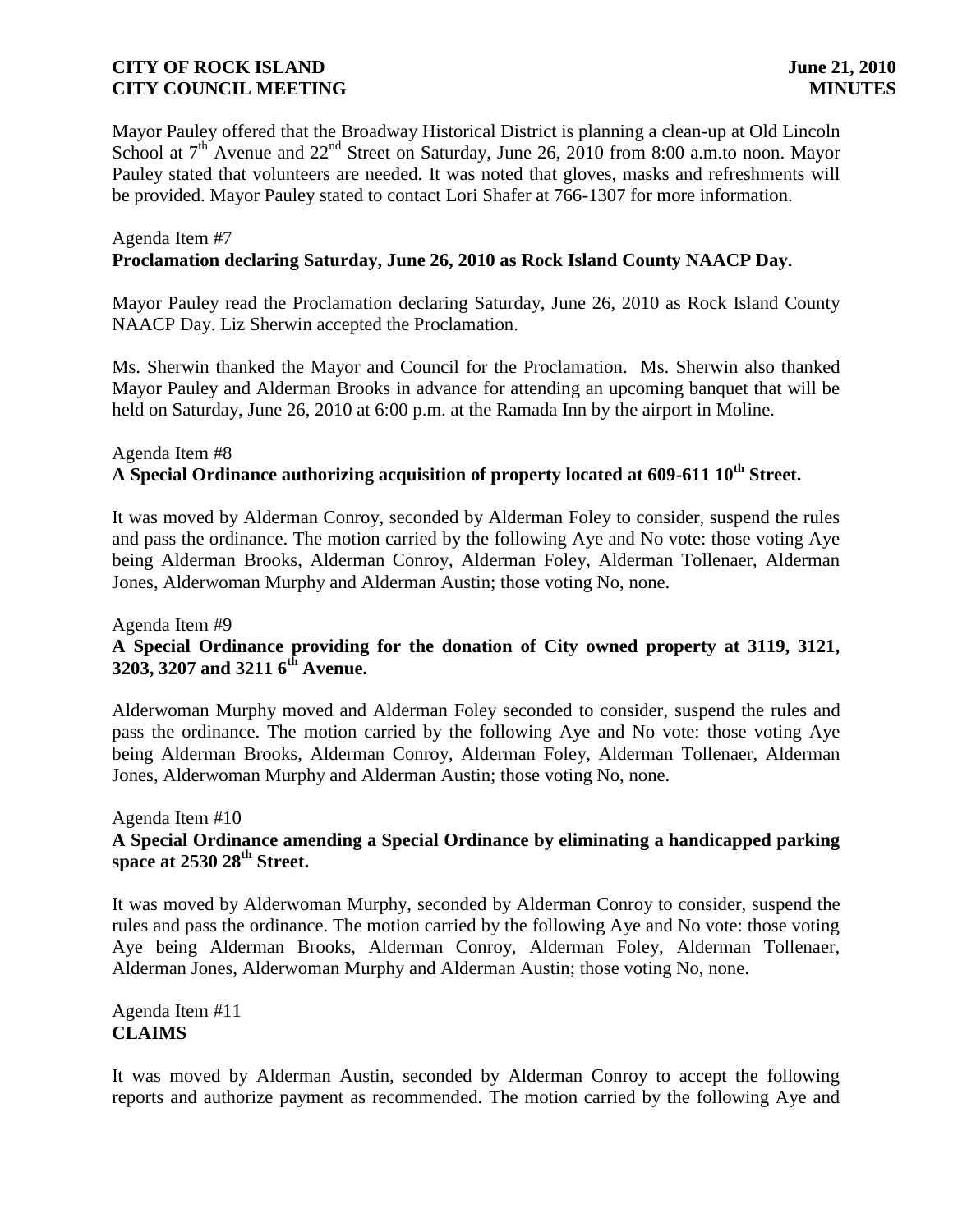Mayor Pauley offered that the Broadway Historical District is planning a clean-up at Old Lincoln School at 7th Avenue and 22nd Street on Saturday, June 26, 2010 from 8:00 a.m.to noon. Mayor Pauley stated that volunteers are needed. It was noted that gloves, masks and refreshments will be provided. Mayor Pauley stated to contact Lori Shafer at 766-1307 for more information.

Agenda Item #7
**Proclamation declaring Saturday, June 26, 2010 as Rock Island County NAACP Day.**

Mayor Pauley read the Proclamation declaring Saturday, June 26, 2010 as Rock Island County NAACP Day. Liz Sherwin accepted the Proclamation.

Ms. Sherwin thanked the Mayor and Council for the Proclamation. Ms. Sherwin also thanked Mayor Pauley and Alderman Brooks in advance for attending an upcoming banquet that will be held on Saturday, June 26, 2010 at 6:00 p.m. at the Ramada Inn by the airport in Moline.

Agenda Item #8
**A Special Ordinance authorizing acquisition of property located at 609-611 10th Street.**

It was moved by Alderman Conroy, seconded by Alderman Foley to consider, suspend the rules and pass the ordinance. The motion carried by the following Aye and No vote: those voting Aye being Alderman Brooks, Alderman Conroy, Alderman Foley, Alderman Tollenaer, Alderman Jones, Alderwoman Murphy and Alderman Austin; those voting No, none.

Agenda Item #9
**A Special Ordinance providing for the donation of City owned property at 3119, 3121, 3203, 3207 and 3211 6th Avenue.**

Alderwoman Murphy moved and Alderman Foley seconded to consider, suspend the rules and pass the ordinance. The motion carried by the following Aye and No vote: those voting Aye being Alderman Brooks, Alderman Conroy, Alderman Foley, Alderman Tollenaer, Alderman Jones, Alderwoman Murphy and Alderman Austin; those voting No, none.

Agenda Item #10
**A Special Ordinance amending a Special Ordinance by eliminating a handicapped parking space at 2530 28th Street.**

It was moved by Alderwoman Murphy, seconded by Alderman Conroy to consider, suspend the rules and pass the ordinance. The motion carried by the following Aye and No vote: those voting Aye being Alderman Brooks, Alderman Conroy, Alderman Foley, Alderman Tollenaer, Alderman Jones, Alderwoman Murphy and Alderman Austin; those voting No, none.

Agenda Item #11
**CLAIMS**

It was moved by Alderman Austin, seconded by Alderman Conroy to accept the following reports and authorize payment as recommended. The motion carried by the following Aye and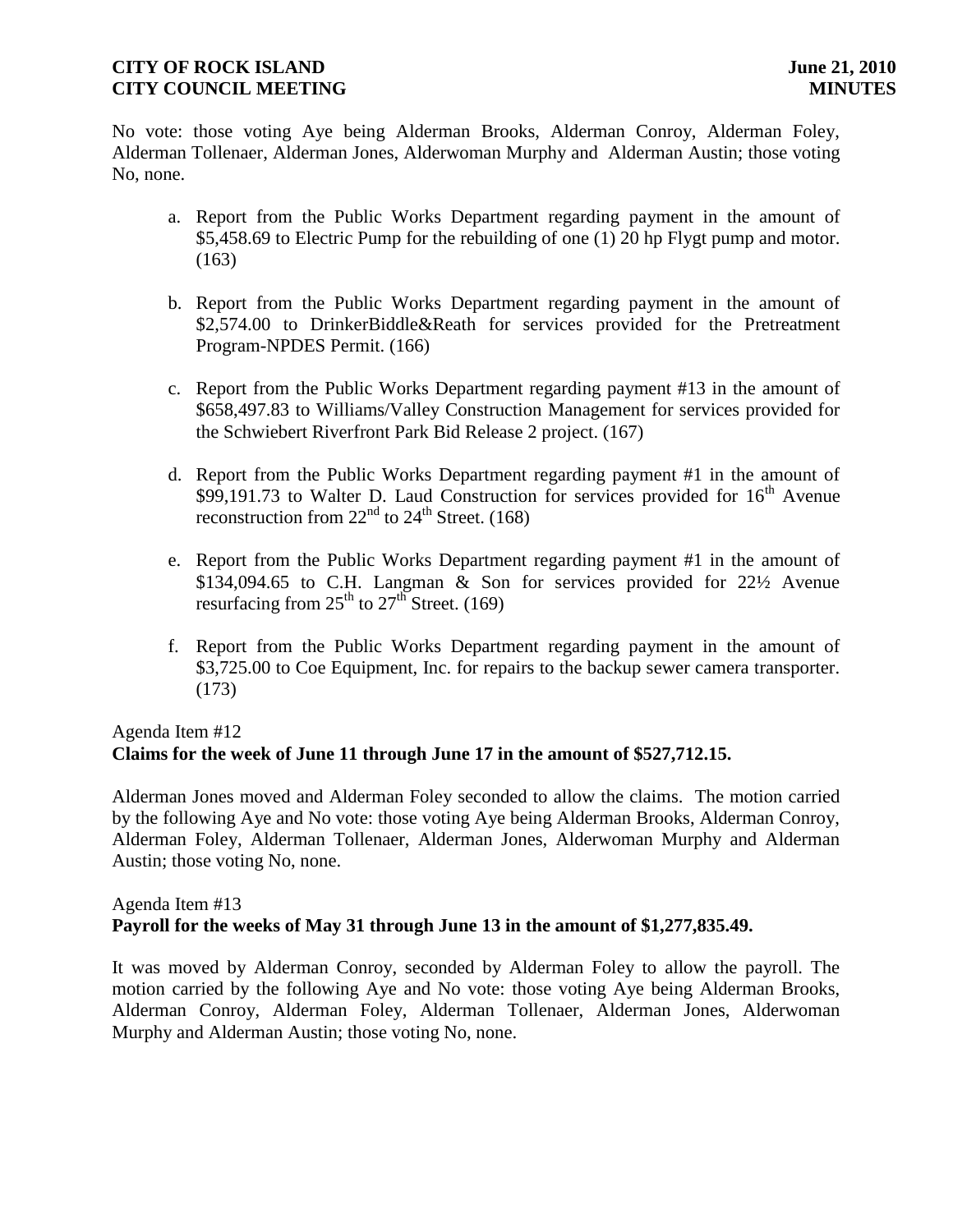No vote: those voting Aye being Alderman Brooks, Alderman Conroy, Alderman Foley, Alderman Tollenaer, Alderman Jones, Alderwoman Murphy and Alderman Austin; those voting No, none.

a. Report from the Public Works Department regarding payment in the amount of $5,458.69 to Electric Pump for the rebuilding of one (1) 20 hp Flygt pump and motor. (163)

b. Report from the Public Works Department regarding payment in the amount of $2,574.00 to DrinkerBiddle&Reath for services provided for the Pretreatment Program-NPDES Permit. (166)

c. Report from the Public Works Department regarding payment #13 in the amount of $658,497.83 to Williams/Valley Construction Management for services provided for the Schwiebert Riverfront Park Bid Release 2 project. (167)

d. Report from the Public Works Department regarding payment #1 in the amount of $99,191.73 to Walter D. Laud Construction for services provided for 16th Avenue reconstruction from 22nd to 24th Street. (168)

e. Report from the Public Works Department regarding payment #1 in the amount of $134,094.65 to C.H. Langman & Son for services provided for 22½ Avenue resurfacing from 25th to 27th Street. (169)

f. Report from the Public Works Department regarding payment in the amount of $3,725.00 to Coe Equipment, Inc. for repairs to the backup sewer camera transporter. (173)

Agenda Item #12
**Claims for the week of June 11 through June 17 in the amount of $527,712.15.**

Alderman Jones moved and Alderman Foley seconded to allow the claims. The motion carried by the following Aye and No vote: those voting Aye being Alderman Brooks, Alderman Conroy, Alderman Foley, Alderman Tollenaer, Alderman Jones, Alderwoman Murphy and Alderman Austin; those voting No, none.

Agenda Item #13
**Payroll for the weeks of May 31 through June 13 in the amount of $1,277,835.49.**

It was moved by Alderman Conroy, seconded by Alderman Foley to allow the payroll. The motion carried by the following Aye and No vote: those voting Aye being Alderman Brooks, Alderman Conroy, Alderman Foley, Alderman Tollenaer, Alderman Jones, Alderwoman Murphy and Alderman Austin; those voting No, none.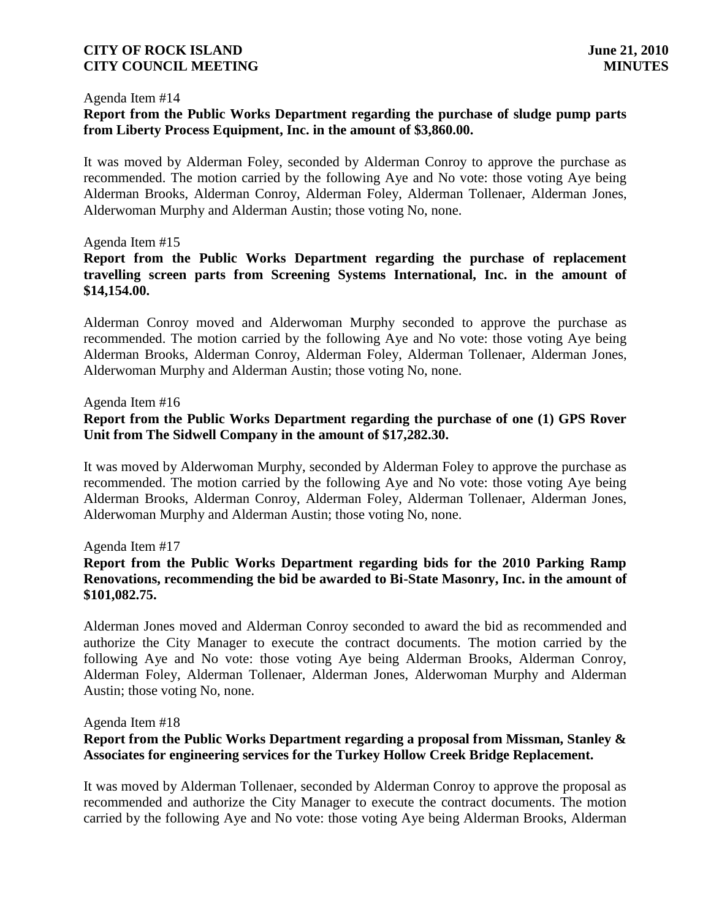Agenda Item #14

**Report from the Public Works Department regarding the purchase of sludge pump parts from Liberty Process Equipment, Inc. in the amount of $3,860.00.**

It was moved by Alderman Foley, seconded by Alderman Conroy to approve the purchase as recommended. The motion carried by the following Aye and No vote: those voting Aye being Alderman Brooks, Alderman Conroy, Alderman Foley, Alderman Tollenaer, Alderman Jones, Alderwoman Murphy and Alderman Austin; those voting No, none.

Agenda Item #15

**Report from the Public Works Department regarding the purchase of replacement travelling screen parts from Screening Systems International, Inc. in the amount of $14,154.00.**

Alderman Conroy moved and Alderwoman Murphy seconded to approve the purchase as recommended. The motion carried by the following Aye and No vote: those voting Aye being Alderman Brooks, Alderman Conroy, Alderman Foley, Alderman Tollenaer, Alderman Jones, Alderwoman Murphy and Alderman Austin; those voting No, none.

Agenda Item #16

**Report from the Public Works Department regarding the purchase of one (1) GPS Rover Unit from The Sidwell Company in the amount of $17,282.30.**

It was moved by Alderwoman Murphy, seconded by Alderman Foley to approve the purchase as recommended. The motion carried by the following Aye and No vote: those voting Aye being Alderman Brooks, Alderman Conroy, Alderman Foley, Alderman Tollenaer, Alderman Jones, Alderwoman Murphy and Alderman Austin; those voting No, none.

Agenda Item #17

**Report from the Public Works Department regarding bids for the 2010 Parking Ramp Renovations, recommending the bid be awarded to Bi-State Masonry, Inc. in the amount of $101,082.75.**

Alderman Jones moved and Alderman Conroy seconded to award the bid as recommended and authorize the City Manager to execute the contract documents. The motion carried by the following Aye and No vote: those voting Aye being Alderman Brooks, Alderman Conroy, Alderman Foley, Alderman Tollenaer, Alderman Jones, Alderwoman Murphy and Alderman Austin; those voting No, none.

Agenda Item #18

**Report from the Public Works Department regarding a proposal from Missman, Stanley & Associates for engineering services for the Turkey Hollow Creek Bridge Replacement.**

It was moved by Alderman Tollenaer, seconded by Alderman Conroy to approve the proposal as recommended and authorize the City Manager to execute the contract documents. The motion carried by the following Aye and No vote: those voting Aye being Alderman Brooks, Alderman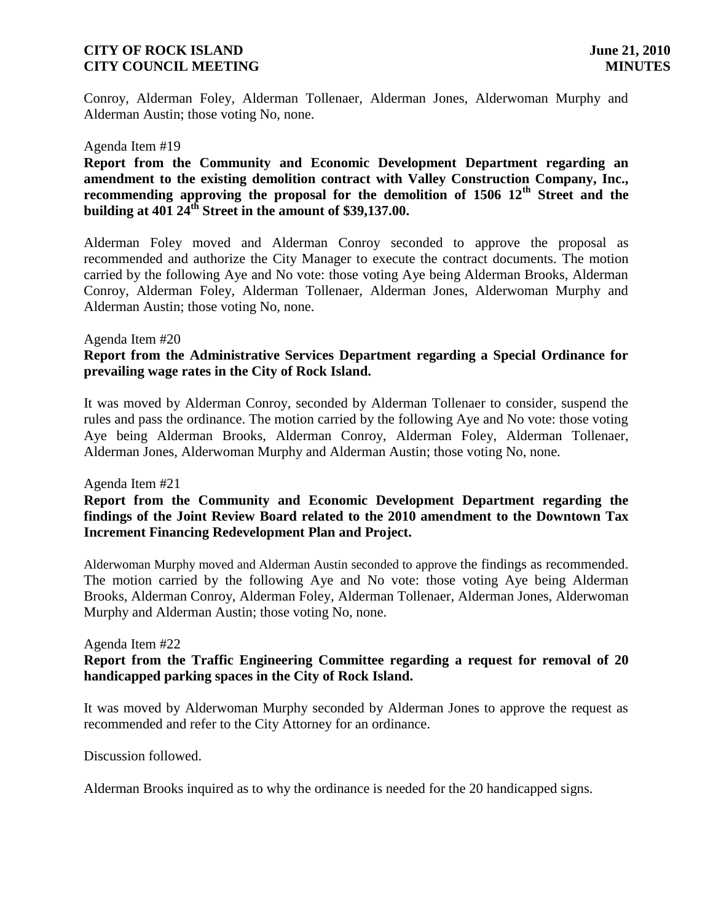Conroy, Alderman Foley, Alderman Tollenaer, Alderman Jones, Alderwoman Murphy and Alderman Austin; those voting No, none.

Agenda Item #19

**Report from the Community and Economic Development Department regarding an amendment to the existing demolition contract with Valley Construction Company, Inc., recommending approving the proposal for the demolition of 1506 12th Street and the building at 401 24th Street in the amount of $39,137.00.**

Alderman Foley moved and Alderman Conroy seconded to approve the proposal as recommended and authorize the City Manager to execute the contract documents. The motion carried by the following Aye and No vote: those voting Aye being Alderman Brooks, Alderman Conroy, Alderman Foley, Alderman Tollenaer, Alderman Jones, Alderwoman Murphy and Alderman Austin; those voting No, none.

Agenda Item #20

**Report from the Administrative Services Department regarding a Special Ordinance for prevailing wage rates in the City of Rock Island.**

It was moved by Alderman Conroy, seconded by Alderman Tollenaer to consider, suspend the rules and pass the ordinance. The motion carried by the following Aye and No vote: those voting Aye being Alderman Brooks, Alderman Conroy, Alderman Foley, Alderman Tollenaer, Alderman Jones, Alderwoman Murphy and Alderman Austin; those voting No, none.

Agenda Item #21

**Report from the Community and Economic Development Department regarding the findings of the Joint Review Board related to the 2010 amendment to the Downtown Tax Increment Financing Redevelopment Plan and Project.**

Alderwoman Murphy moved and Alderman Austin seconded to approve the findings as recommended. The motion carried by the following Aye and No vote: those voting Aye being Alderman Brooks, Alderman Conroy, Alderman Foley, Alderman Tollenaer, Alderman Jones, Alderwoman Murphy and Alderman Austin; those voting No, none.

Agenda Item #22

**Report from the Traffic Engineering Committee regarding a request for removal of 20 handicapped parking spaces in the City of Rock Island.**

It was moved by Alderwoman Murphy seconded by Alderman Jones to approve the request as recommended and refer to the City Attorney for an ordinance.

Discussion followed.

Alderman Brooks inquired as to why the ordinance is needed for the 20 handicapped signs.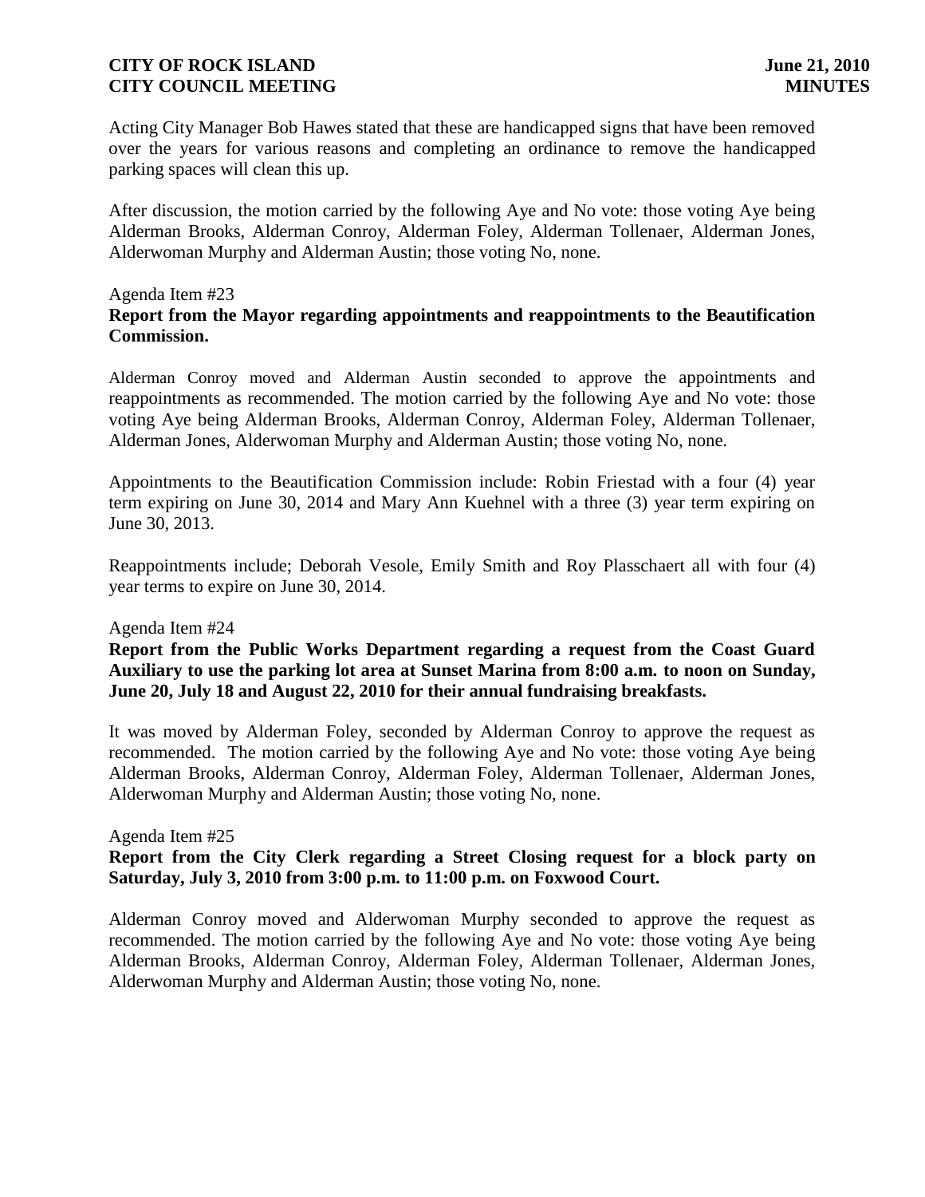Acting City Manager Bob Hawes stated that these are handicapped signs that have been removed over the years for various reasons and completing an ordinance to remove the handicapped parking spaces will clean this up.

After discussion, the motion carried by the following Aye and No vote: those voting Aye being Alderman Brooks, Alderman Conroy, Alderman Foley, Alderman Tollenaer, Alderman Jones, Alderwoman Murphy and Alderman Austin; those voting No, none.

Agenda Item #23

**Report from the Mayor regarding appointments and reappointments to the Beautification Commission.**

Alderman Conroy moved and Alderman Austin seconded to approve the appointments and reappointments as recommended. The motion carried by the following Aye and No vote: those voting Aye being Alderman Brooks, Alderman Conroy, Alderman Foley, Alderman Tollenaer, Alderman Jones, Alderwoman Murphy and Alderman Austin; those voting No, none.

Appointments to the Beautification Commission include: Robin Friestad with a four (4) year term expiring on June 30, 2014 and Mary Ann Kuehnel with a three (3) year term expiring on June 30, 2013.

Reappointments include; Deborah Vesole, Emily Smith and Roy Plasschaert all with four (4) year terms to expire on June 30, 2014.

Agenda Item #24

**Report from the Public Works Department regarding a request from the Coast Guard Auxiliary to use the parking lot area at Sunset Marina from 8:00 a.m. to noon on Sunday, June 20, July 18 and August 22, 2010 for their annual fundraising breakfasts.**

It was moved by Alderman Foley, seconded by Alderman Conroy to approve the request as recommended. The motion carried by the following Aye and No vote: those voting Aye being Alderman Brooks, Alderman Conroy, Alderman Foley, Alderman Tollenaer, Alderman Jones, Alderwoman Murphy and Alderman Austin; those voting No, none.

Agenda Item #25

**Report from the City Clerk regarding a Street Closing request for a block party on Saturday, July 3, 2010 from 3:00 p.m. to 11:00 p.m. on Foxwood Court.**

Alderman Conroy moved and Alderwoman Murphy seconded to approve the request as recommended. The motion carried by the following Aye and No vote: those voting Aye being Alderman Brooks, Alderman Conroy, Alderman Foley, Alderman Tollenaer, Alderman Jones, Alderwoman Murphy and Alderman Austin; those voting No, none.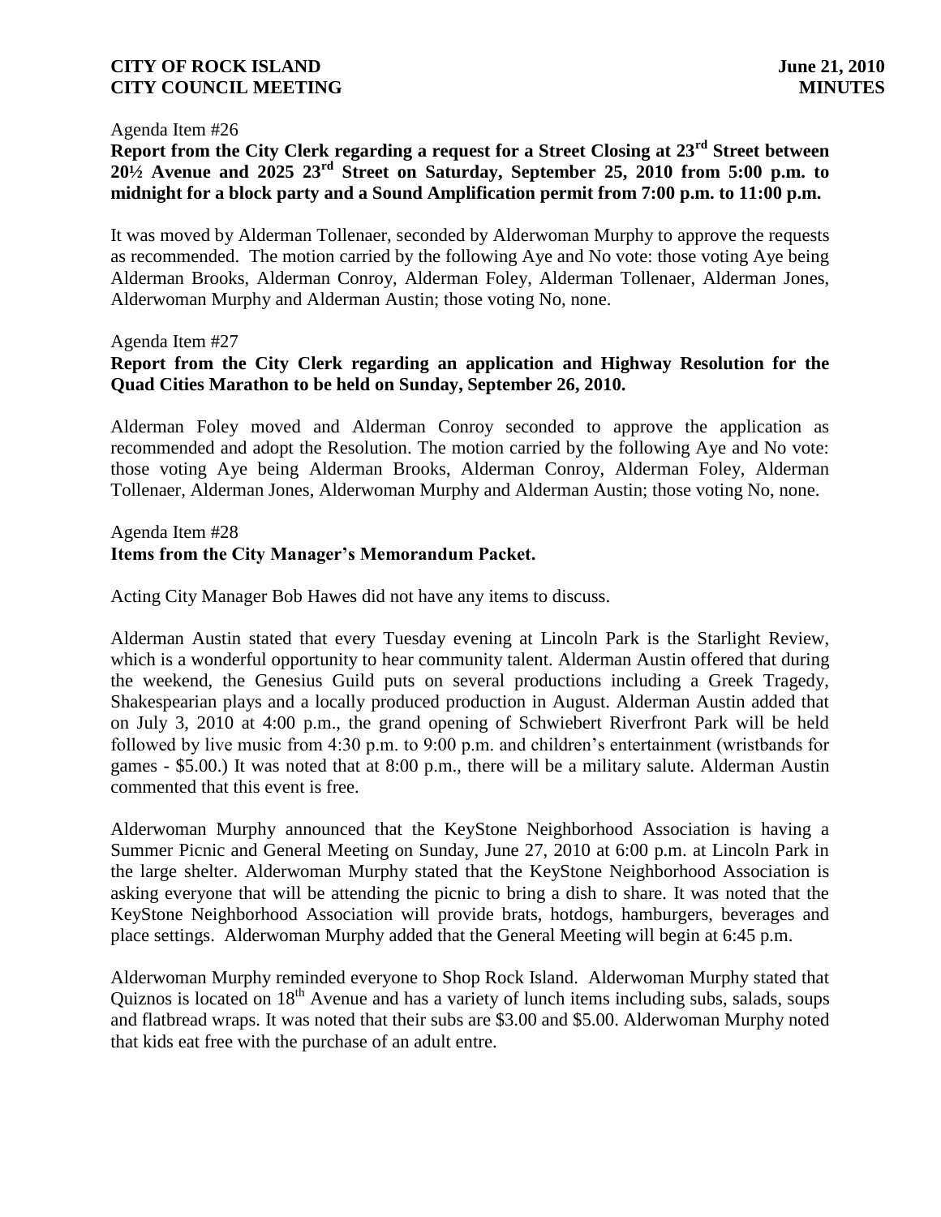Agenda Item #26

**Report from the City Clerk regarding a request for a Street Closing at 23rd Street between 20½ Avenue and 2025 23rd Street on Saturday, September 25, 2010 from 5:00 p.m. to midnight for a block party and a Sound Amplification permit from 7:00 p.m. to 11:00 p.m.**

It was moved by Alderman Tollenaer, seconded by Alderwoman Murphy to approve the requests as recommended. The motion carried by the following Aye and No vote: those voting Aye being Alderman Brooks, Alderman Conroy, Alderman Foley, Alderman Tollenaer, Alderman Jones, Alderwoman Murphy and Alderman Austin; those voting No, none.

Agenda Item #27

**Report from the City Clerk regarding an application and Highway Resolution for the Quad Cities Marathon to be held on Sunday, September 26, 2010.**

Alderman Foley moved and Alderman Conroy seconded to approve the application as recommended and adopt the Resolution. The motion carried by the following Aye and No vote: those voting Aye being Alderman Brooks, Alderman Conroy, Alderman Foley, Alderman Tollenaer, Alderman Jones, Alderwoman Murphy and Alderman Austin; those voting No, none.

Agenda Item #28

**Items from the City Manager's Memorandum Packet.**

Acting City Manager Bob Hawes did not have any items to discuss.

Alderman Austin stated that every Tuesday evening at Lincoln Park is the Starlight Review, which is a wonderful opportunity to hear community talent. Alderman Austin offered that during the weekend, the Genesius Guild puts on several productions including a Greek Tragedy, Shakespearian plays and a locally produced production in August. Alderman Austin added that on July 3, 2010 at 4:00 p.m., the grand opening of Schwiebert Riverfront Park will be held followed by live music from 4:30 p.m. to 9:00 p.m. and children's entertainment (wristbands for games - $5.00.) It was noted that at 8:00 p.m., there will be a military salute. Alderman Austin commented that this event is free.

Alderwoman Murphy announced that the KeyStone Neighborhood Association is having a Summer Picnic and General Meeting on Sunday, June 27, 2010 at 6:00 p.m. at Lincoln Park in the large shelter. Alderwoman Murphy stated that the KeyStone Neighborhood Association is asking everyone that will be attending the picnic to bring a dish to share. It was noted that the KeyStone Neighborhood Association will provide brats, hotdogs, hamburgers, beverages and place settings. Alderwoman Murphy added that the General Meeting will begin at 6:45 p.m.

Alderwoman Murphy reminded everyone to Shop Rock Island. Alderwoman Murphy stated that Quiznos is located on 18th Avenue and has a variety of lunch items including subs, salads, soups and flatbread wraps. It was noted that their subs are $3.00 and $5.00. Alderwoman Murphy noted that kids eat free with the purchase of an adult entre.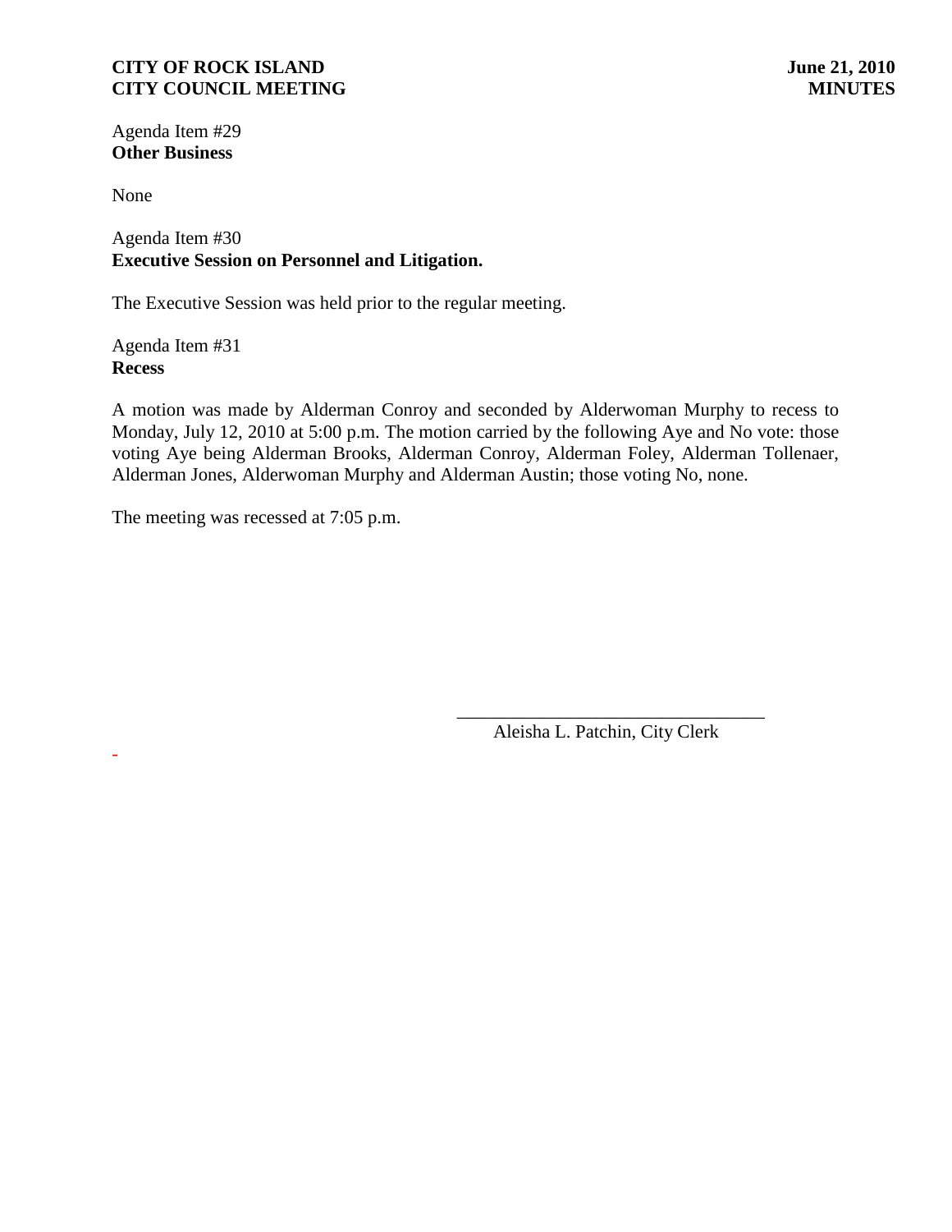Agenda Item #29
**Other Business**

None

Agenda Item #30
**Executive Session on Personnel and Litigation.**

The Executive Session was held prior to the regular meeting.

Agenda Item #31
**Recess**

A motion was made by Alderman Conroy and seconded by Alderwoman Murphy to recess to Monday, July 12, 2010 at 5:00 p.m. The motion carried by the following Aye and No vote: those voting Aye being Alderman Brooks, Alderman Conroy, Alderman Foley, Alderman Tollenaer, Alderman Jones, Alderwoman Murphy and Alderman Austin; those voting No, none.

The meeting was recessed at 7:05 p.m.

\_\_\_\_\_\_\_\_\_\_\_\_\_\_\_\_\_\_\_\_\_\_\_\_\_\_\_\_\_\_\_\_\_\_
Aleisha L. Patchin, City Clerk

-